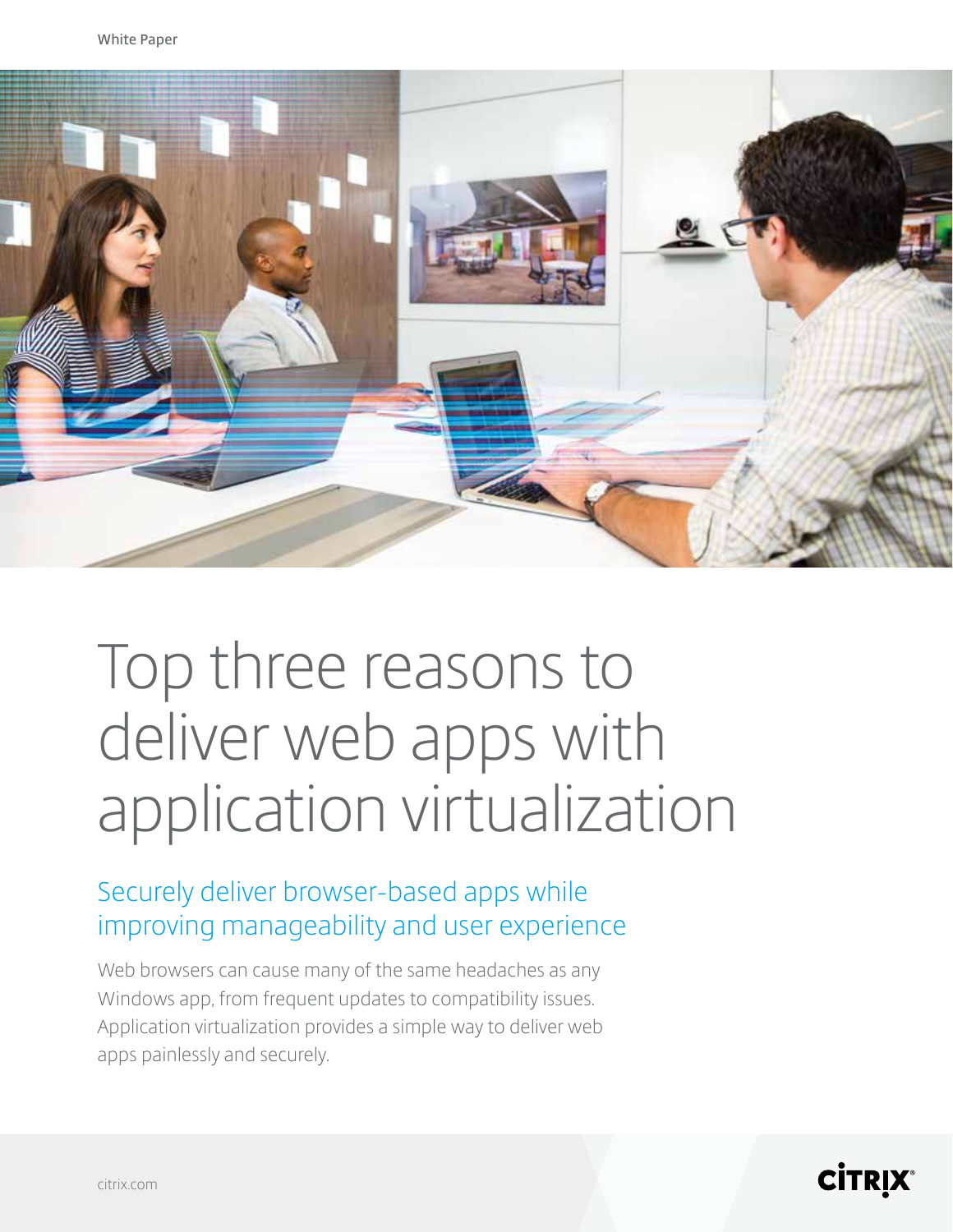White Paper

# Top three reasons to deliver web apps with application virtualization

## Securely deliver browser-based apps while improving manageability and user experience

Web browsers can cause many of the same headaches as any Windows app, from frequent updates to compatibility issues. Application virtualization provides a simple way to deliver web apps painlessly and securely.

citrix.com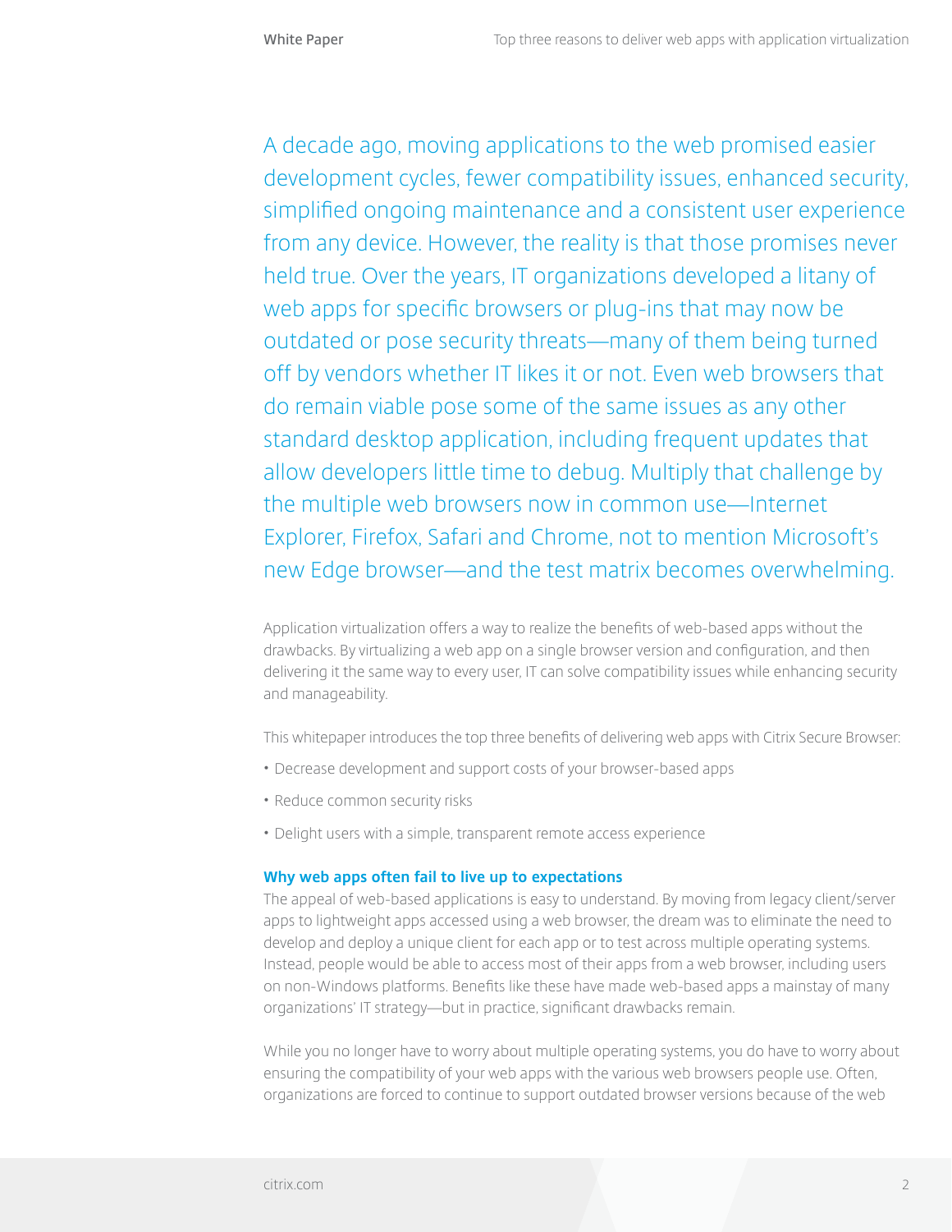A decade ago, moving applications to the web promised easier development cycles, fewer compatibility issues, enhanced security, simplified ongoing maintenance and a consistent user experience from any device. However, the reality is that those promises never held true. Over the years, IT organizations developed a litany of web apps for specific browsers or plug-ins that may now be outdated or pose security threats—many of them being turned off by vendors whether IT likes it or not. Even web browsers that do remain viable pose some of the same issues as any other standard desktop application, including frequent updates that allow developers little time to debug. Multiply that challenge by the multiple web browsers now in common use—Internet Explorer, Firefox, Safari and Chrome, not to mention Microsoft's new Edge browser—and the test matrix becomes overwhelming.

Application virtualization offers a way to realize the benefits of web-based apps without the drawbacks. By virtualizing a web app on a single browser version and configuration, and then delivering it the same way to every user, IT can solve compatibility issues while enhancing security and manageability.

This whitepaper introduces the top three benefits of delivering web apps with Citrix Secure Browser:

- Decrease development and support costs of your browser-based apps
- Reduce common security risks
- Delight users with a simple, transparent remote access experience

### Why web apps often fail to live up to expectations

The appeal of web-based applications is easy to understand. By moving from legacy client/server apps to lightweight apps accessed using a web browser, the dream was to eliminate the need to develop and deploy a unique client for each app or to test across multiple operating systems. Instead, people would be able to access most of their apps from a web browser, including users on non-Windows platforms. Benefits like these have made web-based apps a mainstay of many organizations' IT strategy—but in practice, significant drawbacks remain.

While you no longer have to worry about multiple operating systems, you do have to worry about ensuring the compatibility of your web apps with the various web browsers people use. Often, organizations are forced to continue to support outdated browser versions because of the web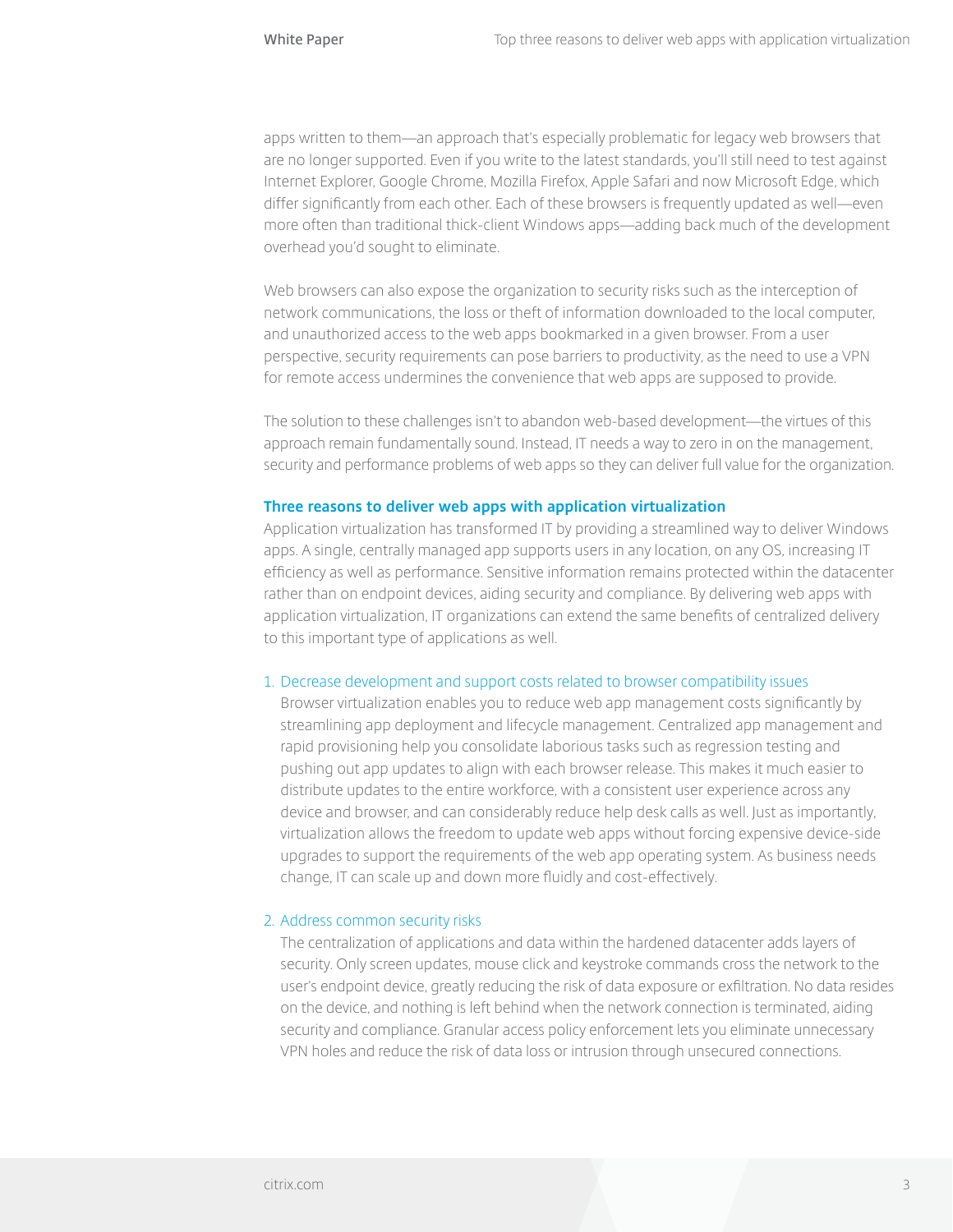apps written to them—an approach that's especially problematic for legacy web browsers that are no longer supported. Even if you write to the latest standards, you'll still need to test against Internet Explorer, Google Chrome, Mozilla Firefox, Apple Safari and now Microsoft Edge, which differ significantly from each other. Each of these browsers is frequently updated as well—even more often than traditional thick-client Windows apps—adding back much of the development overhead you'd sought to eliminate.

Web browsers can also expose the organization to security risks such as the interception of network communications, the loss or theft of information downloaded to the local computer, and unauthorized access to the web apps bookmarked in a given browser. From a user perspective, security requirements can pose barriers to productivity, as the need to use a VPN for remote access undermines the convenience that web apps are supposed to provide.

The solution to these challenges isn't to abandon web-based development—the virtues of this approach remain fundamentally sound. Instead, IT needs a way to zero in on the management, security and performance problems of web apps so they can deliver full value for the organization.

## Three reasons to deliver web apps with application virtualization

Application virtualization has transformed IT by providing a streamlined way to deliver Windows apps. A single, centrally managed app supports users in any location, on any OS, increasing IT efficiency as well as performance. Sensitive information remains protected within the datacenter rather than on endpoint devices, aiding security and compliance. By delivering web apps with application virtualization, IT organizations can extend the same benefits of centralized delivery to this important type of applications as well.

1. Decrease development and support costs related to browser compatibility issues
   Browser virtualization enables you to reduce web app management costs significantly by streamlining app deployment and lifecycle management. Centralized app management and rapid provisioning help you consolidate laborious tasks such as regression testing and pushing out app updates to align with each browser release. This makes it much easier to distribute updates to the entire workforce, with a consistent user experience across any device and browser, and can considerably reduce help desk calls as well. Just as importantly, virtualization allows the freedom to update web apps without forcing expensive device-side upgrades to support the requirements of the web app operating system. As business needs change, IT can scale up and down more fluidly and cost-effectively.

2. Address common security risks
   The centralization of applications and data within the hardened datacenter adds layers of security. Only screen updates, mouse click and keystroke commands cross the network to the user's endpoint device, greatly reducing the risk of data exposure or exfiltration. No data resides on the device, and nothing is left behind when the network connection is terminated, aiding security and compliance. Granular access policy enforcement lets you eliminate unnecessary VPN holes and reduce the risk of data loss or intrusion through unsecured connections.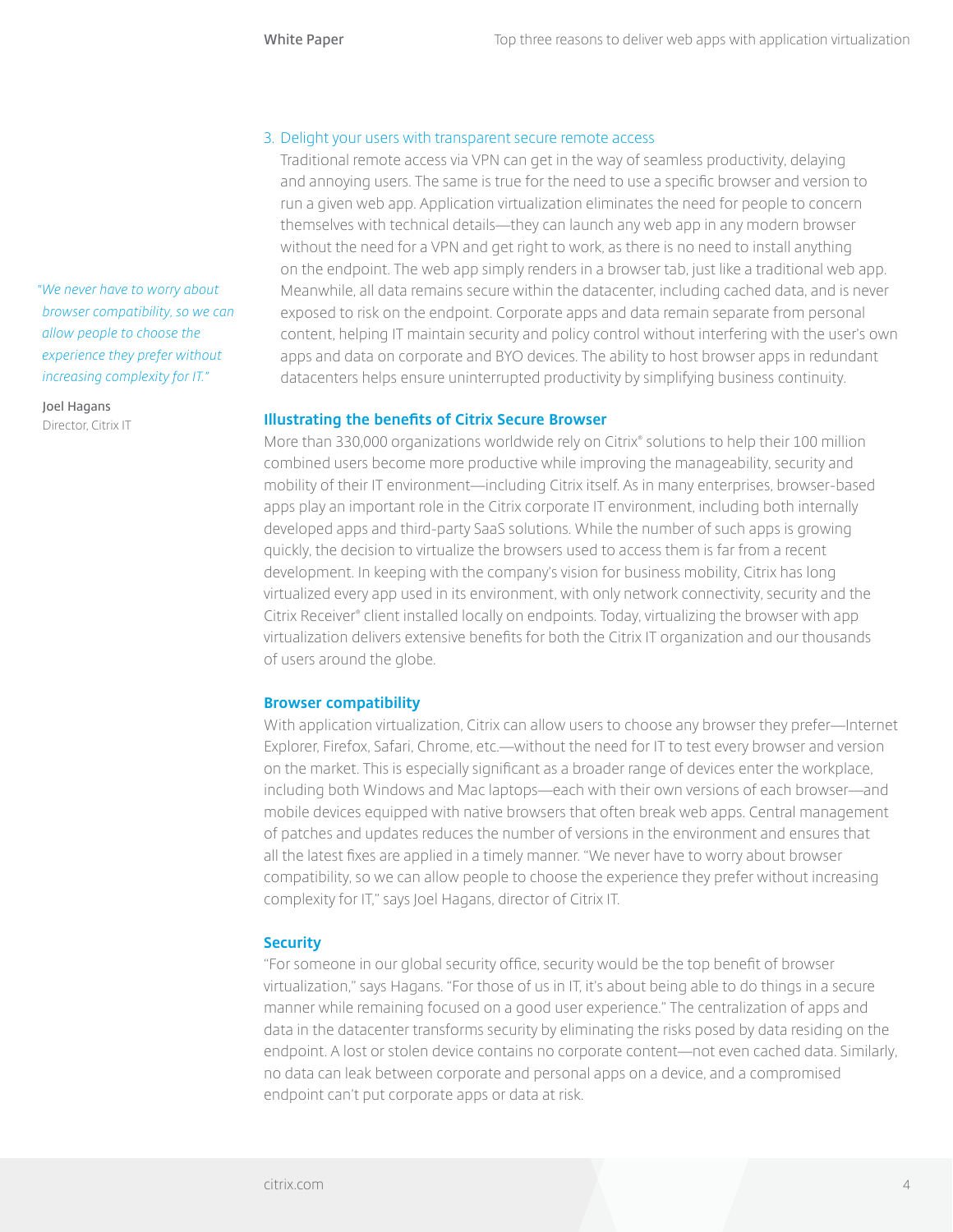3. Delight your users with transparent secure remote access

   Traditional remote access via VPN can get in the way of seamless productivity, delaying and annoying users. The same is true for the need to use a specific browser and version to run a given web app. Application virtualization eliminates the need for people to concern themselves with technical details—they can launch any web app in any modern browser without the need for a VPN and get right to work, as there is no need to install anything on the endpoint. The web app simply renders in a browser tab, just like a traditional web app. Meanwhile, all data remains secure within the datacenter, including cached data, and is never exposed to risk on the endpoint. Corporate apps and data remain separate from personal content, helping IT maintain security and policy control without interfering with the user's own apps and data on corporate and BYO devices. The ability to host browser apps in redundant datacenters helps ensure uninterrupted productivity by simplifying business continuity.

> *"We never have to worry about browser compatibility, so we can allow people to choose the experience they prefer without increasing complexity for IT."*
>
> Joel Hagans
> Director, Citrix IT

## Illustrating the benefits of Citrix Secure Browser

More than 330,000 organizations worldwide rely on Citrix® solutions to help their 100 million combined users become more productive while improving the manageability, security and mobility of their IT environment—including Citrix itself. As in many enterprises, browser-based apps play an important role in the Citrix corporate IT environment, including both internally developed apps and third-party SaaS solutions. While the number of such apps is growing quickly, the decision to virtualize the browsers used to access them is far from a recent development. In keeping with the company's vision for business mobility, Citrix has long virtualized every app used in its environment, with only network connectivity, security and the Citrix Receiver® client installed locally on endpoints. Today, virtualizing the browser with app virtualization delivers extensive benefits for both the Citrix IT organization and our thousands of users around the globe.

### Browser compatibility

With application virtualization, Citrix can allow users to choose any browser they prefer—Internet Explorer, Firefox, Safari, Chrome, etc.—without the need for IT to test every browser and version on the market. This is especially significant as a broader range of devices enter the workplace, including both Windows and Mac laptops—each with their own versions of each browser—and mobile devices equipped with native browsers that often break web apps. Central management of patches and updates reduces the number of versions in the environment and ensures that all the latest fixes are applied in a timely manner. "We never have to worry about browser compatibility, so we can allow people to choose the experience they prefer without increasing complexity for IT," says Joel Hagans, director of Citrix IT.

### Security

"For someone in our global security office, security would be the top benefit of browser virtualization," says Hagans. "For those of us in IT, it's about being able to do things in a secure manner while remaining focused on a good user experience." The centralization of apps and data in the datacenter transforms security by eliminating the risks posed by data residing on the endpoint. A lost or stolen device contains no corporate content—not even cached data. Similarly, no data can leak between corporate and personal apps on a device, and a compromised endpoint can't put corporate apps or data at risk.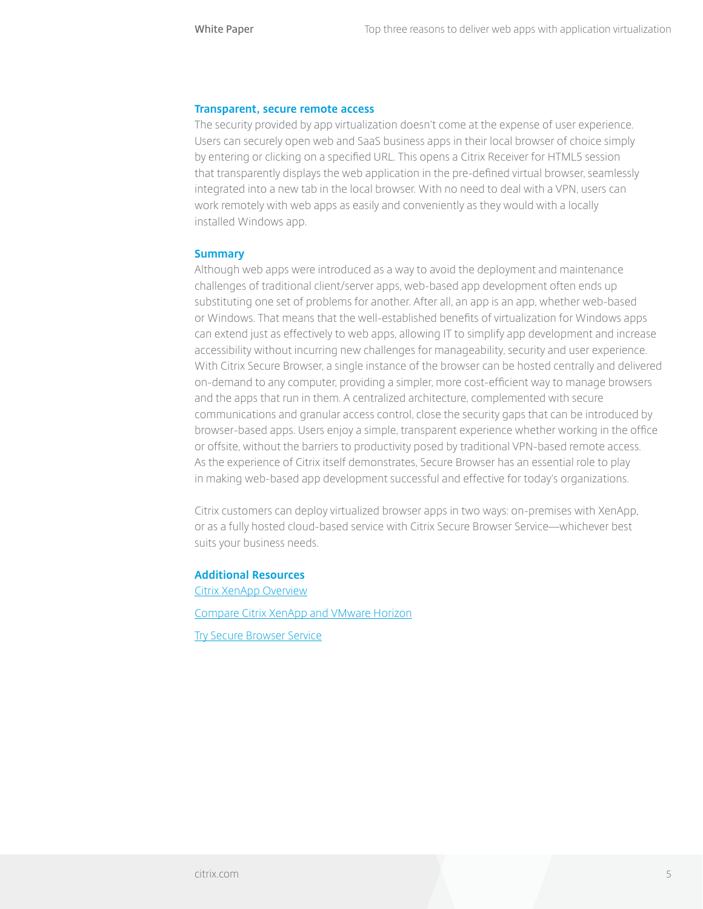### Transparent, secure remote access

The security provided by app virtualization doesn't come at the expense of user experience. Users can securely open web and SaaS business apps in their local browser of choice simply by entering or clicking on a specified URL. This opens a Citrix Receiver for HTML5 session that transparently displays the web application in the pre-defined virtual browser, seamlessly integrated into a new tab in the local browser. With no need to deal with a VPN, users can work remotely with web apps as easily and conveniently as they would with a locally installed Windows app.

### Summary

Although web apps were introduced as a way to avoid the deployment and maintenance challenges of traditional client/server apps, web-based app development often ends up substituting one set of problems for another. After all, an app is an app, whether web-based or Windows. That means that the well-established benefits of virtualization for Windows apps can extend just as effectively to web apps, allowing IT to simplify app development and increase accessibility without incurring new challenges for manageability, security and user experience. With Citrix Secure Browser, a single instance of the browser can be hosted centrally and delivered on-demand to any computer, providing a simpler, more cost-efficient way to manage browsers and the apps that run in them. A centralized architecture, complemented with secure communications and granular access control, close the security gaps that can be introduced by browser-based apps. Users enjoy a simple, transparent experience whether working in the office or offsite, without the barriers to productivity posed by traditional VPN-based remote access. As the experience of Citrix itself demonstrates, Secure Browser has an essential role to play in making web-based app development successful and effective for today's organizations.

Citrix customers can deploy virtualized browser apps in two ways: on-premises with XenApp, or as a fully hosted cloud-based service with Citrix Secure Browser Service—whichever best suits your business needs.

### Additional Resources

Citrix XenApp Overview

Compare Citrix XenApp and VMware Horizon

Try Secure Browser Service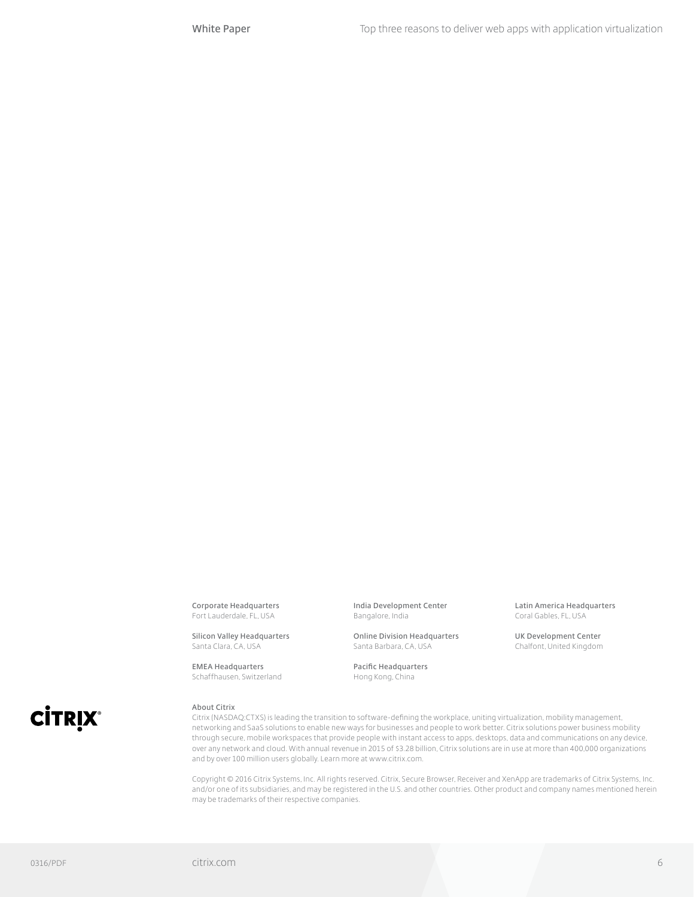**Corporate Headquarters**
Fort Lauderdale, FL, USA

**Silicon Valley Headquarters**
Santa Clara, CA, USA

**EMEA Headquarters**
Schaffhausen, Switzerland

**India Development Center**
Bangalore, India

**Online Division Headquarters**
Santa Barbara, CA, USA

**Pacific Headquarters**
Hong Kong, China

**Latin America Headquarters**
Coral Gables, FL, USA

**UK Development Center**
Chalfont, United Kingdom

**About Citrix**
Citrix (NASDAQ:CTXS) is leading the transition to software-defining the workplace, uniting virtualization, mobility management, networking and SaaS solutions to enable new ways for businesses and people to work better. Citrix solutions power business mobility through secure, mobile workspaces that provide people with instant access to apps, desktops, data and communications on any device, over any network and cloud. With annual revenue in 2015 of $3.28 billion, Citrix solutions are in use at more than 400,000 organizations and by over 100 million users globally. Learn more at www.citrix.com.

Copyright © 2016 Citrix Systems, Inc. All rights reserved. Citrix, Secure Browser, Receiver and XenApp are trademarks of Citrix Systems, Inc. and/or one of its subsidiaries, and may be registered in the U.S. and other countries. Other product and company names mentioned herein may be trademarks of their respective companies.

0316/PDF